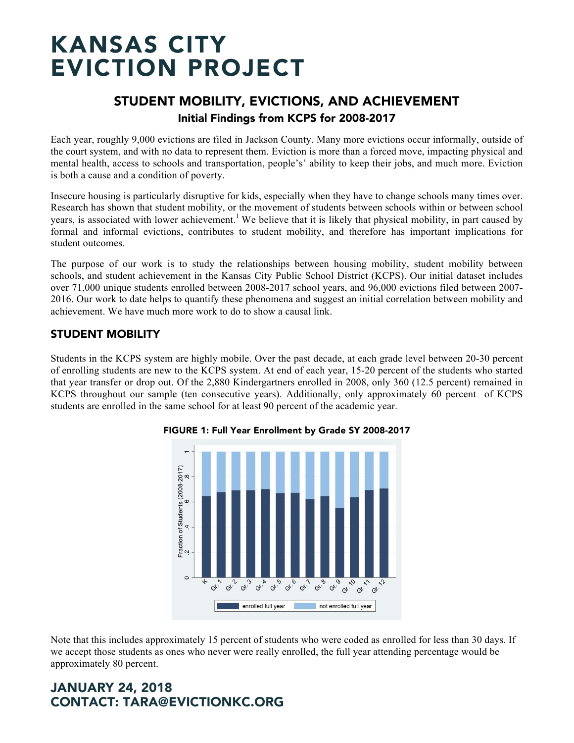# KANSAS CITY EVICTION PROJECT

## STUDENT MOBILITY, EVICTIONS, AND ACHIEVEMENT

### Initial Findings from KCPS for 2008-2017

Each year, roughly 9,000 evictions are filed in Jackson County. Many more evictions occur informally, outside of the court system, and with no data to represent them. Eviction is more than a forced move, impacting physical and mental health, access to schools and transportation, people's' ability to keep their jobs, and much more. Eviction is both a cause and a condition of poverty.

Insecure housing is particularly disruptive for kids, especially when they have to change schools many times over. Research has shown that student mobility, or the movement of students between schools within or between school years, is associated with lower achievement.[1] We believe that it is likely that physical mobility, in part caused by formal and informal evictions, contributes to student mobility, and therefore has important implications for student outcomes.

The purpose of our work is to study the relationships between housing mobility, student mobility between schools, and student achievement in the Kansas City Public School District (KCPS). Our initial dataset includes over 71,000 unique students enrolled between 2008-2017 school years, and 96,000 evictions filed between 2007-2016. Our work to date helps to quantify these phenomena and suggest an initial correlation between mobility and achievement. We have much more work to do to show a causal link.

## STUDENT MOBILITY

Students in the KCPS system are highly mobile. Over the past decade, at each grade level between 20-30 percent of enrolling students are new to the KCPS system. At end of each year, 15-20 percent of the students who started that year transfer or drop out. Of the 2,880 Kindergartners enrolled in 2008, only 360 (12.5 percent) remained in KCPS throughout our sample (ten consecutive years). Additionally, only approximately 60 percent of KCPS students are enrolled in the same school for at least 90 percent of the academic year.

**FIGURE 1: Full Year Enrollment by Grade SY 2008-2017**

Note that this includes approximately 15 percent of students who were coded as enrolled for less than 30 days. If we accept those students as ones who never were really enrolled, the full year attending percentage would be approximately 80 percent.

**JANUARY 24, 2018**
**CONTACT: TARA@EVICTIONKC.ORG**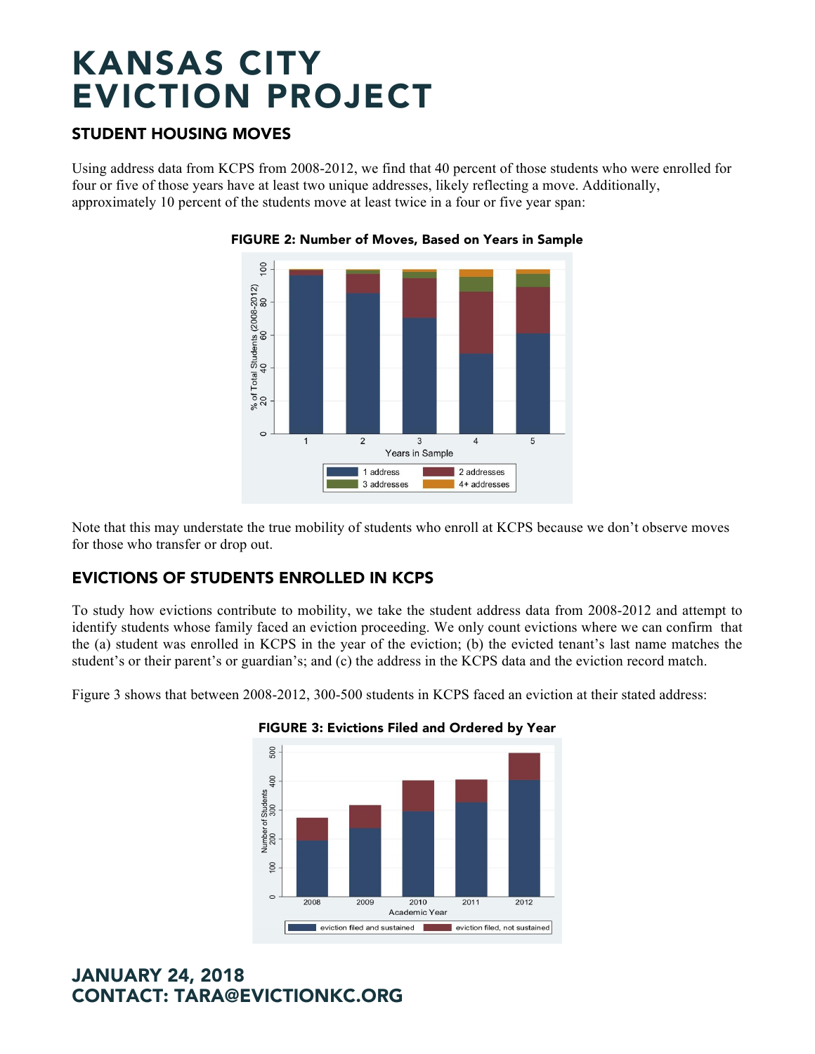# KANSAS CITY EVICTION PROJECT

## STUDENT HOUSING MOVES

Using address data from KCPS from 2008-2012, we find that 40 percent of those students who were enrolled for four or five of those years have at least two unique addresses, likely reflecting a move. Additionally, approximately 10 percent of the students move at least twice in a four or five year span:

**FIGURE 2: Number of Moves, Based on Years in Sample**

Note that this may understate the true mobility of students who enroll at KCPS because we don't observe moves for those who transfer or drop out.

## EVICTIONS OF STUDENTS ENROLLED IN KCPS

To study how evictions contribute to mobility, we take the student address data from 2008-2012 and attempt to identify students whose family faced an eviction proceeding. We only count evictions where we can confirm that the (a) student was enrolled in KCPS in the year of the eviction; (b) the evicted tenant's last name matches the student's or their parent's or guardian's; and (c) the address in the KCPS data and the eviction record match.

Figure 3 shows that between 2008-2012, 300-500 students in KCPS faced an eviction at their stated address:

**FIGURE 3: Evictions Filed and Ordered by Year**

**JANUARY 24, 2018**
**CONTACT: TARA@EVICTIONKC.ORG**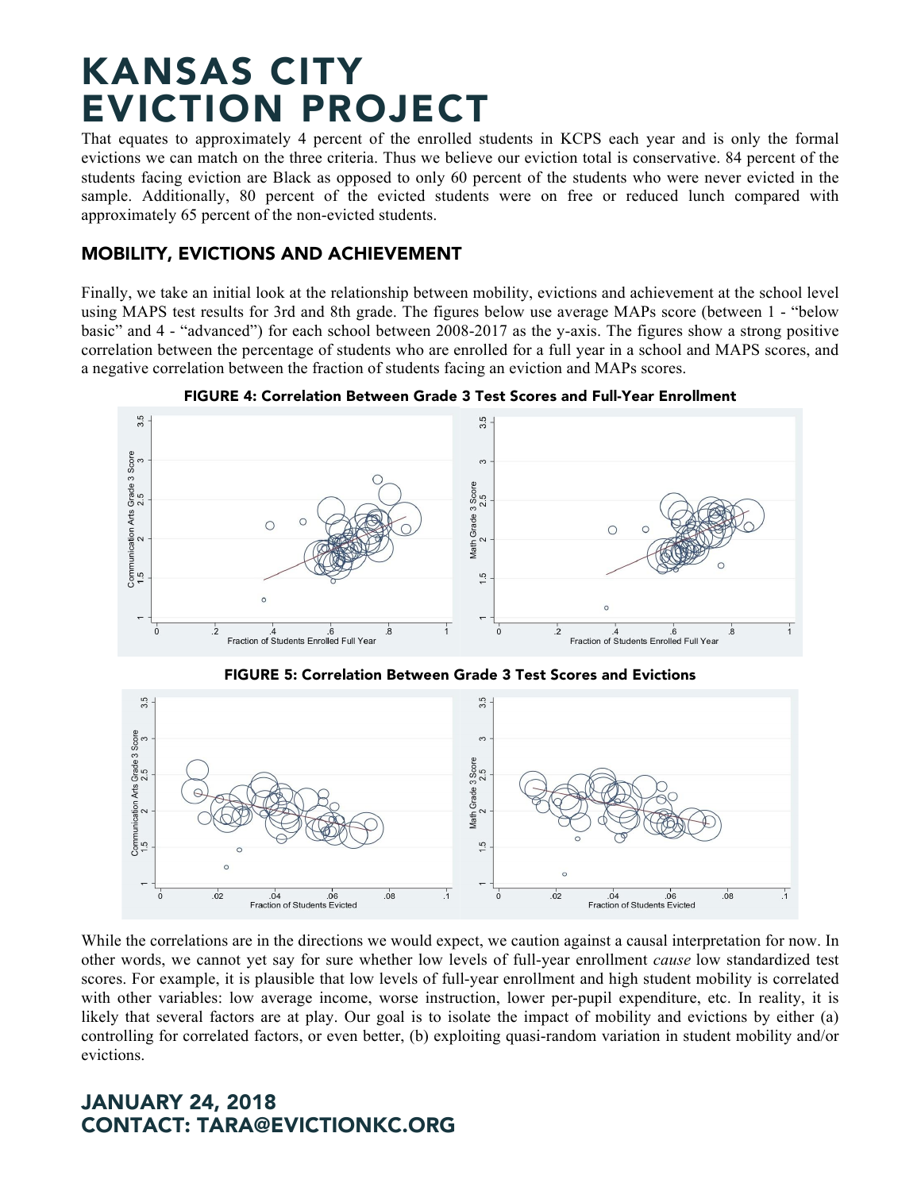# KANSAS CITY EVICTION PROJECT

That equates to approximately 4 percent of the enrolled students in KCPS each year and is only the formal evictions we can match on the three criteria. Thus we believe our eviction total is conservative. 84 percent of the students facing eviction are Black as opposed to only 60 percent of the students who were never evicted in the sample. Additionally, 80 percent of the evicted students were on free or reduced lunch compared with approximately 65 percent of the non-evicted students.

## MOBILITY, EVICTIONS AND ACHIEVEMENT

Finally, we take an initial look at the relationship between mobility, evictions and achievement at the school level using MAPS test results for 3rd and 8th grade. The figures below use average MAPs score (between 1 - "below basic" and 4 - "advanced") for each school between 2008-2017 as the y-axis. The figures show a strong positive correlation between the percentage of students who are enrolled for a full year in a school and MAPS scores, and a negative correlation between the fraction of students facing an eviction and MAPs scores.

**FIGURE 4: Correlation Between Grade 3 Test Scores and Full-Year Enrollment**

**FIGURE 5: Correlation Between Grade 3 Test Scores and Evictions**

While the correlations are in the directions we would expect, we caution against a causal interpretation for now. In other words, we cannot yet say for sure whether low levels of full-year enrollment *cause* low standardized test scores. For example, it is plausible that low levels of full-year enrollment and high student mobility is correlated with other variables: low average income, worse instruction, lower per-pupil expenditure, etc. In reality, it is likely that several factors are at play. Our goal is to isolate the impact of mobility and evictions by either (a) controlling for correlated factors, or even better, (b) exploiting quasi-random variation in student mobility and/or evictions.

**JANUARY 24, 2018**
**CONTACT: TARA@EVICTIONKC.ORG**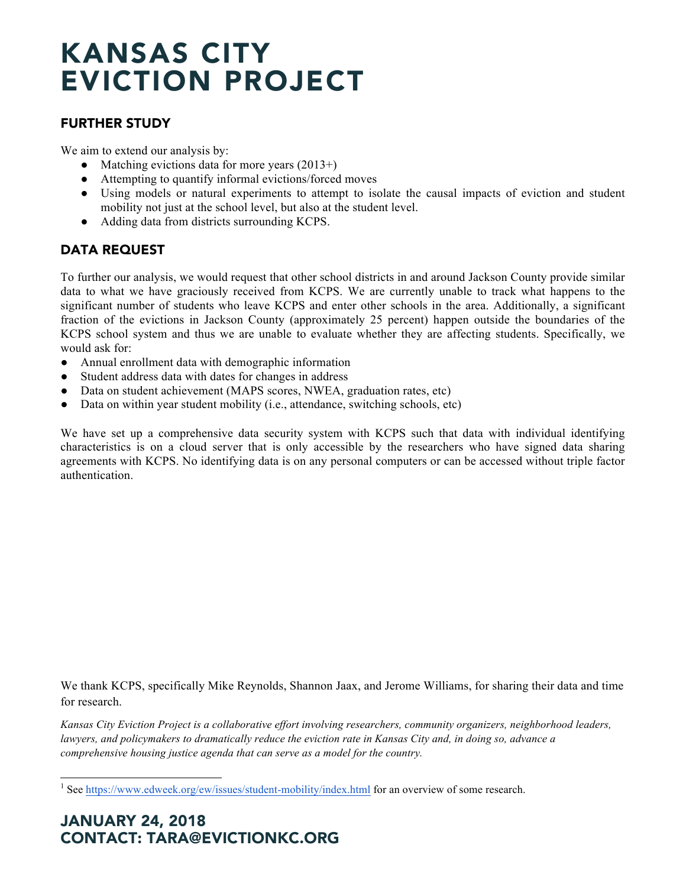# KANSAS CITY EVICTION PROJECT

## FURTHER STUDY

We aim to extend our analysis by:

- Matching evictions data for more years (2013+)
- Attempting to quantify informal evictions/forced moves
- Using models or natural experiments to attempt to isolate the causal impacts of eviction and student mobility not just at the school level, but also at the student level.
- Adding data from districts surrounding KCPS.

## DATA REQUEST

To further our analysis, we would request that other school districts in and around Jackson County provide similar data to what we have graciously received from KCPS. We are currently unable to track what happens to the significant number of students who leave KCPS and enter other schools in the area. Additionally, a significant fraction of the evictions in Jackson County (approximately 25 percent) happen outside the boundaries of the KCPS school system and thus we are unable to evaluate whether they are affecting students. Specifically, we would ask for:

- Annual enrollment data with demographic information
- Student address data with dates for changes in address
- Data on student achievement (MAPS scores, NWEA, graduation rates, etc)
- Data on within year student mobility (i.e., attendance, switching schools, etc)

We have set up a comprehensive data security system with KCPS such that data with individual identifying characteristics is on a cloud server that is only accessible by the researchers who have signed data sharing agreements with KCPS. No identifying data is on any personal computers or can be accessed without triple factor authentication.

We thank KCPS, specifically Mike Reynolds, Shannon Jaax, and Jerome Williams, for sharing their data and time for research.

*Kansas City Eviction Project is a collaborative effort involving researchers, community organizers, neighborhood leaders, lawyers, and policymakers to dramatically reduce the eviction rate in Kansas City and, in doing so, advance a comprehensive housing justice agenda that can serve as a model for the country.*

[1] See https://www.edweek.org/ew/issues/student-mobility/index.html for an overview of some research.

**JANUARY 24, 2018**
**CONTACT: TARA@EVICTIONKC.ORG**